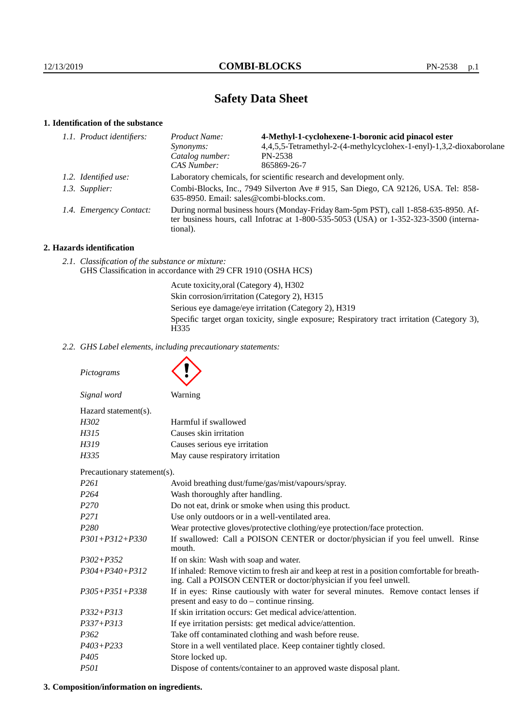# Safety Data Sheet

## 1. Identification of the substance

*1.1. Product identifiers:*

| | |
|---|---|
| *Product Name:* | **4-Methyl-1-cyclohexene-1-boronic acid pinacol ester** |
| *Synonyms:* | 4,4,5,5-Tetramethyl-2-(4-methylcyclohex-1-enyl)-1,3,2-dioxaborolane |
| *Catalog number:* | PN-2538 |
| *CAS Number:* | 865869-26-7 |

*1.2. Identified use:* Laboratory chemicals, for scientific research and development only.

*1.3. Supplier:* Combi-Blocks, Inc., 7949 Silverton Ave # 915, San Diego, CA 92126, USA. Tel: 858-635-8950. Email: sales@combi-blocks.com.

*1.4. Emergency Contact:* During normal business hours (Monday-Friday 8am-5pm PST), call 1-858-635-8950. After business hours, call Infotrac at 1-800-535-5053 (USA) or 1-352-323-3500 (international).

## 2. Hazards identification

*2.1. Classification of the substance or mixture:*
GHS Classification in accordance with 29 CFR 1910 (OSHA HCS)

Acute toxicity,oral (Category 4), H302
Skin corrosion/irritation (Category 2), H315
Serious eye damage/eye irritation (Category 2), H319
Specific target organ toxicity, single exposure; Respiratory tract irritation (Category 3), H335

*2.2. GHS Label elements, including precautionary statements:*

*Pictograms*

*Signal word* Warning

Hazard statement(s).

| | |
|---|---|
| *H302* | Harmful if swallowed |
| *H315* | Causes skin irritation |
| *H319* | Causes serious eye irritation |
| *H335* | May cause respiratory irritation |

Precautionary statement(s).

| | |
|---|---|
| *P261* | Avoid breathing dust/fume/gas/mist/vapours/spray. |
| *P264* | Wash thoroughly after handling. |
| *P270* | Do not eat, drink or smoke when using this product. |
| *P271* | Use only outdoors or in a well-ventilated area. |
| *P280* | Wear protective gloves/protective clothing/eye protection/face protection. |
| *P301+P312+P330* | If swallowed: Call a POISON CENTER or doctor/physician if you feel unwell. Rinse mouth. |
| *P302+P352* | If on skin: Wash with soap and water. |
| *P304+P340+P312* | If inhaled: Remove victim to fresh air and keep at rest in a position comfortable for breathing. Call a POISON CENTER or doctor/physician if you feel unwell. |
| *P305+P351+P338* | If in eyes: Rinse cautiously with water for several minutes. Remove contact lenses if present and easy to do – continue rinsing. |
| *P332+P313* | If skin irritation occurs: Get medical advice/attention. |
| *P337+P313* | If eye irritation persists: get medical advice/attention. |
| *P362* | Take off contaminated clothing and wash before reuse. |
| *P403+P233* | Store in a well ventilated place. Keep container tightly closed. |
| *P405* | Store locked up. |
| *P501* | Dispose of contents/container to an approved waste disposal plant. |

## 3. Composition/information on ingredients.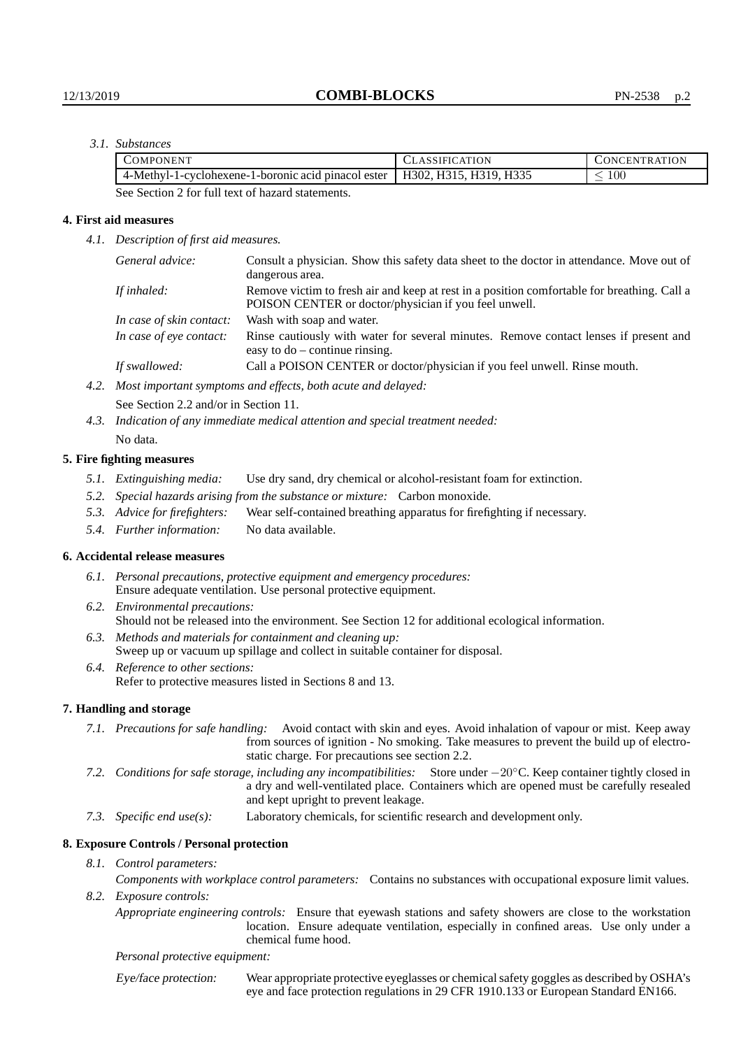*3.1. Substances*

| Component | Classification | Concentration |
|---|---|---|
| 4-Methyl-1-cyclohexene-1-boronic acid pinacol ester | H302, H315, H319, H335 | $\leq 100$ |

See Section 2 for full text of hazard statements.

## 4. First aid measures

*4.1. Description of first aid measures.*

*General advice:* Consult a physician. Show this safety data sheet to the doctor in attendance. Move out of dangerous area.

*If inhaled:* Remove victim to fresh air and keep at rest in a position comfortable for breathing. Call a POISON CENTER or doctor/physician if you feel unwell.

*In case of skin contact:* Wash with soap and water.

*In case of eye contact:* Rinse cautiously with water for several minutes. Remove contact lenses if present and easy to do – continue rinsing.

*If swallowed:* Call a POISON CENTER or doctor/physician if you feel unwell. Rinse mouth.

*4.2. Most important symptoms and effects, both acute and delayed:*

See Section 2.2 and/or in Section 11.

*4.3. Indication of any immediate medical attention and special treatment needed:*

No data.

## 5. Fire fighting measures

*5.1. Extinguishing media:* Use dry sand, dry chemical or alcohol-resistant foam for extinction.

*5.2. Special hazards arising from the substance or mixture:* Carbon monoxide.

*5.3. Advice for firefighters:* Wear self-contained breathing apparatus for firefighting if necessary.

*5.4. Further information:* No data available.

## 6. Accidental release measures

*6.1. Personal precautions, protective equipment and emergency procedures:*
Ensure adequate ventilation. Use personal protective equipment.

*6.2. Environmental precautions:*
Should not be released into the environment. See Section 12 for additional ecological information.

*6.3. Methods and materials for containment and cleaning up:*
Sweep up or vacuum up spillage and collect in suitable container for disposal.

*6.4. Reference to other sections:*
Refer to protective measures listed in Sections 8 and 13.

## 7. Handling and storage

*7.1. Precautions for safe handling:* Avoid contact with skin and eyes. Avoid inhalation of vapour or mist. Keep away from sources of ignition - No smoking. Take measures to prevent the build up of electrostatic charge. For precautions see section 2.2.

*7.2. Conditions for safe storage, including any incompatibilities:* Store under $-20$°C. Keep container tightly closed in a dry and well-ventilated place. Containers which are opened must be carefully resealed and kept upright to prevent leakage.

*7.3. Specific end use(s):* Laboratory chemicals, for scientific research and development only.

## 8. Exposure Controls / Personal protection

*8.1. Control parameters:*

*Components with workplace control parameters:* Contains no substances with occupational exposure limit values.

*8.2. Exposure controls:*

*Appropriate engineering controls:* Ensure that eyewash stations and safety showers are close to the workstation location. Ensure adequate ventilation, especially in confined areas. Use only under a chemical fume hood.

*Personal protective equipment:*

*Eye/face protection:* Wear appropriate protective eyeglasses or chemical safety goggles as described by OSHA's eye and face protection regulations in 29 CFR 1910.133 or European Standard EN166.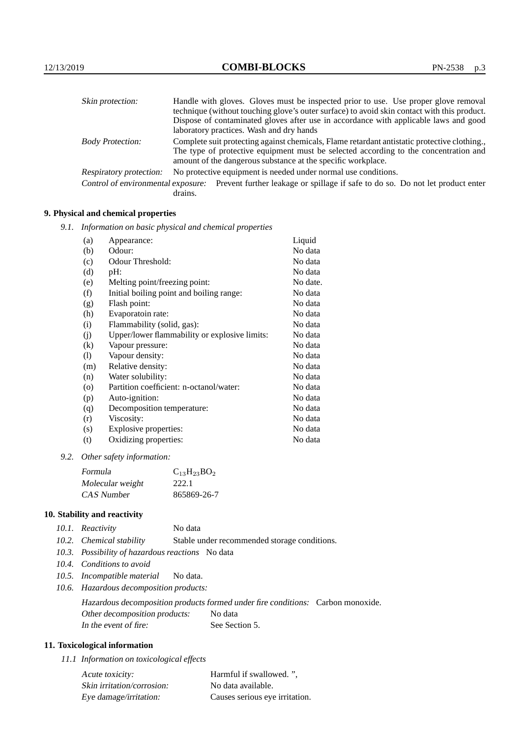| | |
|---|---|
| *Skin protection:* | Handle with gloves. Gloves must be inspected prior to use. Use proper glove removal technique (without touching glove's outer surface) to avoid skin contact with this product. Dispose of contaminated gloves after use in accordance with applicable laws and good laboratory practices. Wash and dry hands |
| *Body Protection:* | Complete suit protecting against chemicals, Flame retardant antistatic protective clothing., The type of protective equipment must be selected according to the concentration and amount of the dangerous substance at the specific workplace. |
| *Respiratory protection:* | No protective equipment is needed under normal use conditions. |
| *Control of environmental exposure:* | Prevent further leakage or spillage if safe to do so. Do not let product enter drains. |

## 9. Physical and chemical properties

*9.1. Information on basic physical and chemical properties*

| | | |
|---|---|---|
| (a) | Appearance: | Liquid |
| (b) | Odour: | No data |
| (c) | Odour Threshold: | No data |
| (d) | pH: | No data |
| (e) | Melting point/freezing point: | No date. |
| (f) | Initial boiling point and boiling range: | No data |
| (g) | Flash point: | No data |
| (h) | Evaporatoin rate: | No data |
| (i) | Flammability (solid, gas): | No data |
| (j) | Upper/lower flammability or explosive limits: | No data |
| (k) | Vapour pressure: | No data |
| (l) | Vapour density: | No data |
| (m) | Relative density: | No data |
| (n) | Water solubility: | No data |
| (o) | Partition coefficient: n-octanol/water: | No data |
| (p) | Auto-ignition: | No data |
| (q) | Decomposition temperature: | No data |
| (r) | Viscosity: | No data |
| (s) | Explosive properties: | No data |
| (t) | Oxidizing properties: | No data |

*9.2. Other safety information:*

| | |
|---|---|
| *Formula* | $C_{13}H_{23}BO_2$ |
| *Molecular weight* | 222.1 |
| *CAS Number* | 865869-26-7 |

## 10. Stability and reactivity

*10.1. Reactivity* No data

*10.2. Chemical stability* Stable under recommended storage conditions.

*10.3. Possibility of hazardous reactions* No data

*10.4. Conditions to avoid*

*10.5. Incompatible material* No data.

*10.6. Hazardous decomposition products:*

*Hazardous decomposition products formed under fire conditions:* Carbon monoxide.

*Other decomposition products:* No data

*In the event of fire:* See Section 5.

## 11. Toxicological information

*11.1 Information on toxicological effects*

| | |
|---|---|
| *Acute toxicity:* | Harmful if swallowed. ", |
| *Skin irritation/corrosion:* | No data available. |
| *Eye damage/irritation:* | Causes serious eye irritation. |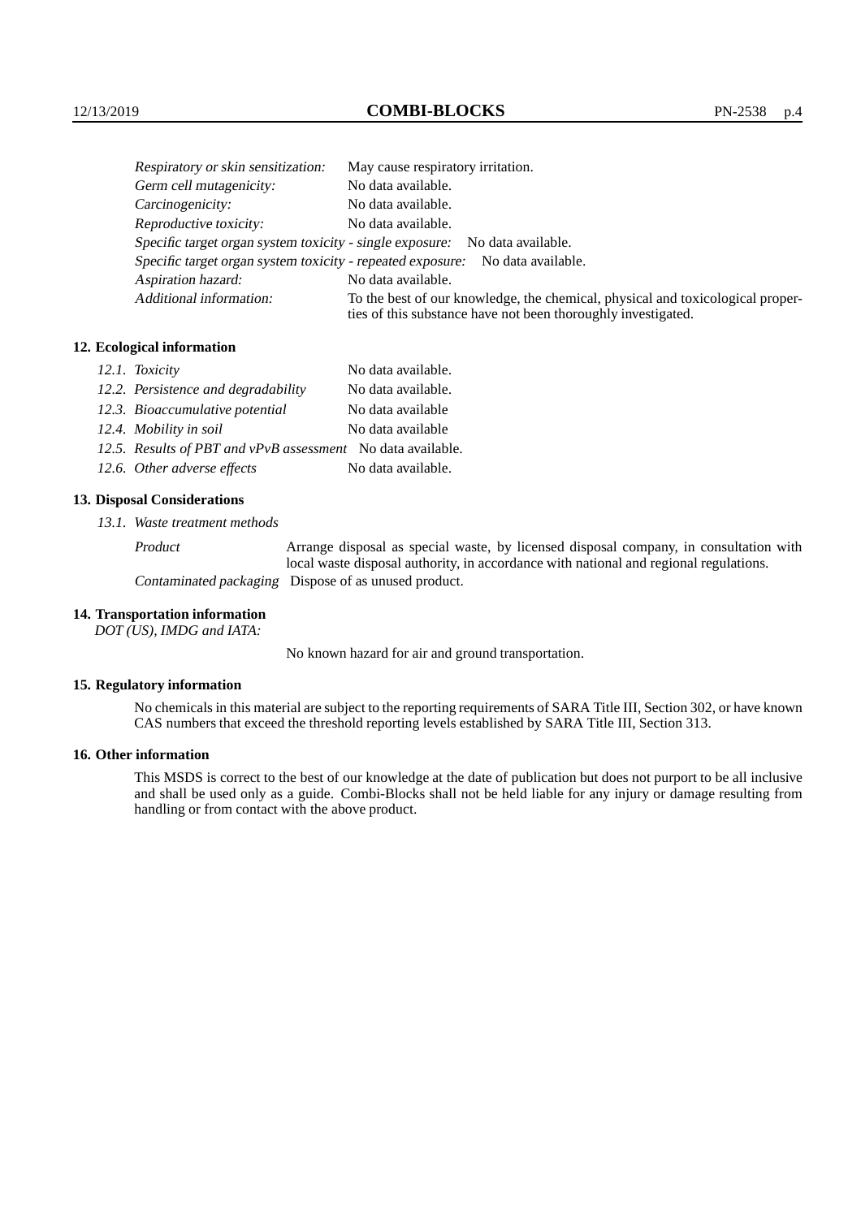| | |
|---|---|
| *Respiratory or skin sensitization:* | May cause respiratory irritation. |
| *Germ cell mutagenicity:* | No data available. |
| *Carcinogenicity:* | No data available. |
| *Reproductive toxicity:* | No data available. |
| *Specific target organ system toxicity - single exposure:* | No data available. |
| *Specific target organ system toxicity - repeated exposure:* | No data available. |
| *Aspiration hazard:* | No data available. |
| *Additional information:* | To the best of our knowledge, the chemical, physical and toxicological properties of this substance have not been thoroughly investigated. |

### 12. Ecological information

| | |
|---|---|
| *12.1. Toxicity* | No data available. |
| *12.2. Persistence and degradability* | No data available. |
| *12.3. Bioaccumulative potential* | No data available |
| *12.4. Mobility in soil* | No data available |
| *12.5. Results of PBT and vPvB assessment* | No data available. |
| *12.6. Other adverse effects* | No data available. |

### 13. Disposal Considerations

*13.1. Waste treatment methods*

| | |
|---|---|
| *Product* | Arrange disposal as special waste, by licensed disposal company, in consultation with local waste disposal authority, in accordance with national and regional regulations. |
| *Contaminated packaging* | Dispose of as unused product. |

### 14. Transportation information

*DOT (US), IMDG and IATA:*

No known hazard for air and ground transportation.

### 15. Regulatory information

No chemicals in this material are subject to the reporting requirements of SARA Title III, Section 302, or have known CAS numbers that exceed the threshold reporting levels established by SARA Title III, Section 313.

### 16. Other information

This MSDS is correct to the best of our knowledge at the date of publication but does not purport to be all inclusive and shall be used only as a guide. Combi-Blocks shall not be held liable for any injury or damage resulting from handling or from contact with the above product.